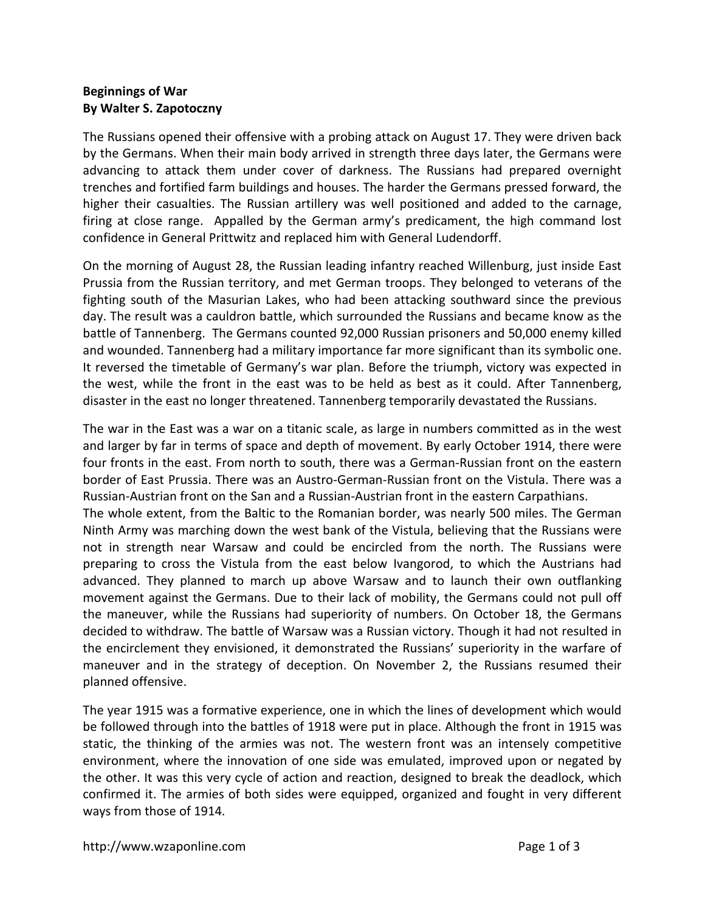**Beginnings of War**
**By Walter S. Zapotoczny**

The Russians opened their offensive with a probing attack on August 17. They were driven back by the Germans. When their main body arrived in strength three days later, the Germans were advancing to attack them under cover of darkness. The Russians had prepared overnight trenches and fortified farm buildings and houses. The harder the Germans pressed forward, the higher their casualties. The Russian artillery was well positioned and added to the carnage, firing at close range. Appalled by the German army's predicament, the high command lost confidence in General Prittwitz and replaced him with General Ludendorff.

On the morning of August 28, the Russian leading infantry reached Willenburg, just inside East Prussia from the Russian territory, and met German troops. They belonged to veterans of the fighting south of the Masurian Lakes, who had been attacking southward since the previous day. The result was a cauldron battle, which surrounded the Russians and became know as the battle of Tannenberg. The Germans counted 92,000 Russian prisoners and 50,000 enemy killed and wounded. Tannenberg had a military importance far more significant than its symbolic one. It reversed the timetable of Germany's war plan. Before the triumph, victory was expected in the west, while the front in the east was to be held as best as it could. After Tannenberg, disaster in the east no longer threatened. Tannenberg temporarily devastated the Russians.

The war in the East was a war on a titanic scale, as large in numbers committed as in the west and larger by far in terms of space and depth of movement. By early October 1914, there were four fronts in the east. From north to south, there was a German-Russian front on the eastern border of East Prussia. There was an Austro-German-Russian front on the Vistula. There was a Russian-Austrian front on the San and a Russian-Austrian front in the eastern Carpathians.
The whole extent, from the Baltic to the Romanian border, was nearly 500 miles. The German Ninth Army was marching down the west bank of the Vistula, believing that the Russians were not in strength near Warsaw and could be encircled from the north. The Russians were preparing to cross the Vistula from the east below Ivangorod, to which the Austrians had advanced. They planned to march up above Warsaw and to launch their own outflanking movement against the Germans. Due to their lack of mobility, the Germans could not pull off the maneuver, while the Russians had superiority of numbers. On October 18, the Germans decided to withdraw. The battle of Warsaw was a Russian victory. Though it had not resulted in the encirclement they envisioned, it demonstrated the Russians' superiority in the warfare of maneuver and in the strategy of deception. On November 2, the Russians resumed their planned offensive.

The year 1915 was a formative experience, one in which the lines of development which would be followed through into the battles of 1918 were put in place. Although the front in 1915 was static, the thinking of the armies was not. The western front was an intensely competitive environment, where the innovation of one side was emulated, improved upon or negated by the other. It was this very cycle of action and reaction, designed to break the deadlock, which confirmed it. The armies of both sides were equipped, organized and fought in very different ways from those of 1914.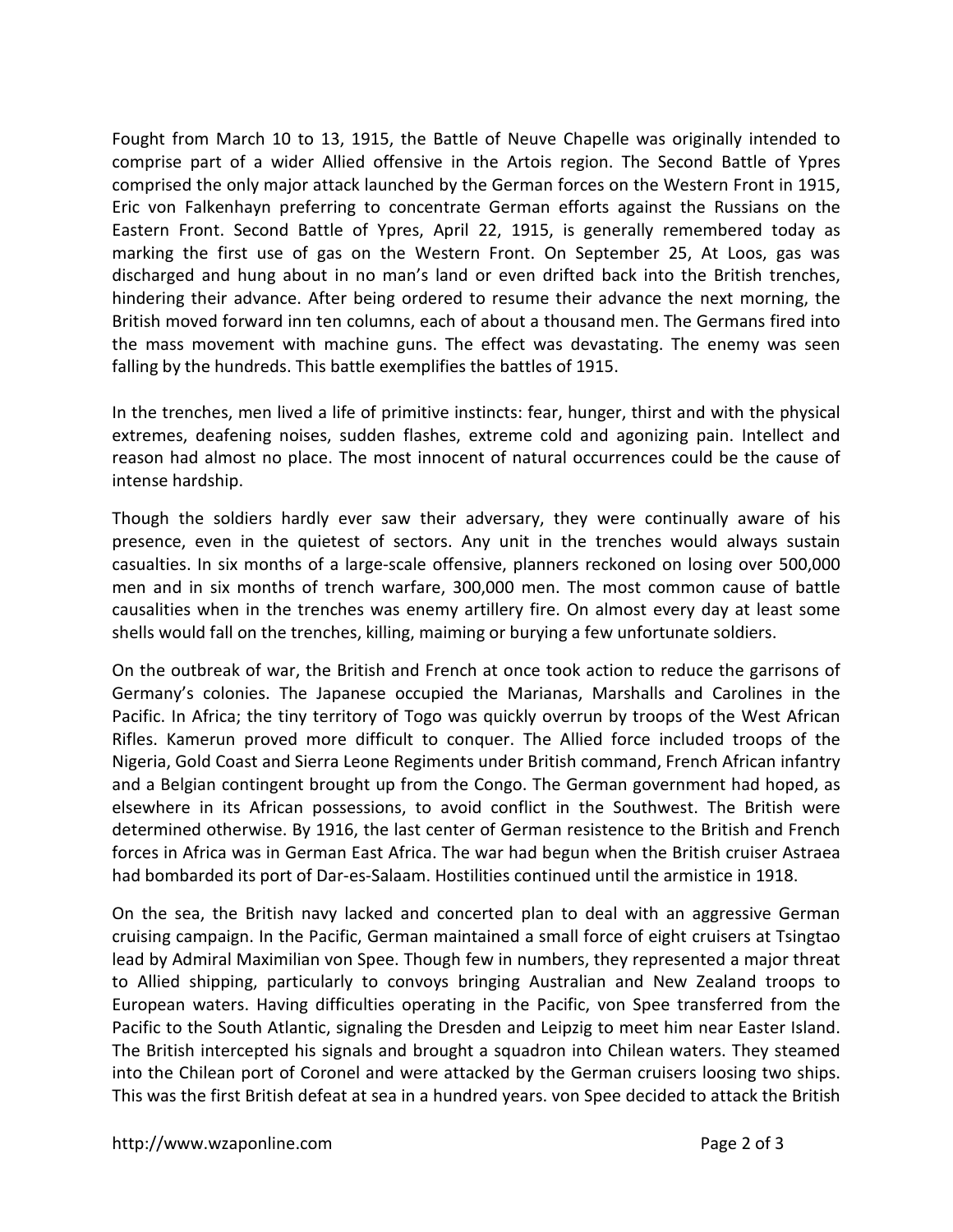Fought from March 10 to 13, 1915, the Battle of Neuve Chapelle was originally intended to comprise part of a wider Allied offensive in the Artois region. The Second Battle of Ypres comprised the only major attack launched by the German forces on the Western Front in 1915, Eric von Falkenhayn preferring to concentrate German efforts against the Russians on the Eastern Front. Second Battle of Ypres, April 22, 1915, is generally remembered today as marking the first use of gas on the Western Front. On September 25, At Loos, gas was discharged and hung about in no man's land or even drifted back into the British trenches, hindering their advance. After being ordered to resume their advance the next morning, the British moved forward inn ten columns, each of about a thousand men. The Germans fired into the mass movement with machine guns. The effect was devastating. The enemy was seen falling by the hundreds. This battle exemplifies the battles of 1915.

In the trenches, men lived a life of primitive instincts: fear, hunger, thirst and with the physical extremes, deafening noises, sudden flashes, extreme cold and agonizing pain. Intellect and reason had almost no place. The most innocent of natural occurrences could be the cause of intense hardship.

Though the soldiers hardly ever saw their adversary, they were continually aware of his presence, even in the quietest of sectors. Any unit in the trenches would always sustain casualties. In six months of a large-scale offensive, planners reckoned on losing over 500,000 men and in six months of trench warfare, 300,000 men. The most common cause of battle causalities when in the trenches was enemy artillery fire. On almost every day at least some shells would fall on the trenches, killing, maiming or burying a few unfortunate soldiers.

On the outbreak of war, the British and French at once took action to reduce the garrisons of Germany's colonies. The Japanese occupied the Marianas, Marshalls and Carolines in the Pacific. In Africa; the tiny territory of Togo was quickly overrun by troops of the West African Rifles. Kamerun proved more difficult to conquer. The Allied force included troops of the Nigeria, Gold Coast and Sierra Leone Regiments under British command, French African infantry and a Belgian contingent brought up from the Congo. The German government had hoped, as elsewhere in its African possessions, to avoid conflict in the Southwest. The British were determined otherwise. By 1916, the last center of German resistence to the British and French forces in Africa was in German East Africa. The war had begun when the British cruiser Astraea had bombarded its port of Dar-es-Salaam. Hostilities continued until the armistice in 1918.

On the sea, the British navy lacked and concerted plan to deal with an aggressive German cruising campaign. In the Pacific, German maintained a small force of eight cruisers at Tsingtao lead by Admiral Maximilian von Spee. Though few in numbers, they represented a major threat to Allied shipping, particularly to convoys bringing Australian and New Zealand troops to European waters. Having difficulties operating in the Pacific, von Spee transferred from the Pacific to the South Atlantic, signaling the Dresden and Leipzig to meet him near Easter Island. The British intercepted his signals and brought a squadron into Chilean waters. They steamed into the Chilean port of Coronel and were attacked by the German cruisers loosing two ships. This was the first British defeat at sea in a hundred years. von Spee decided to attack the British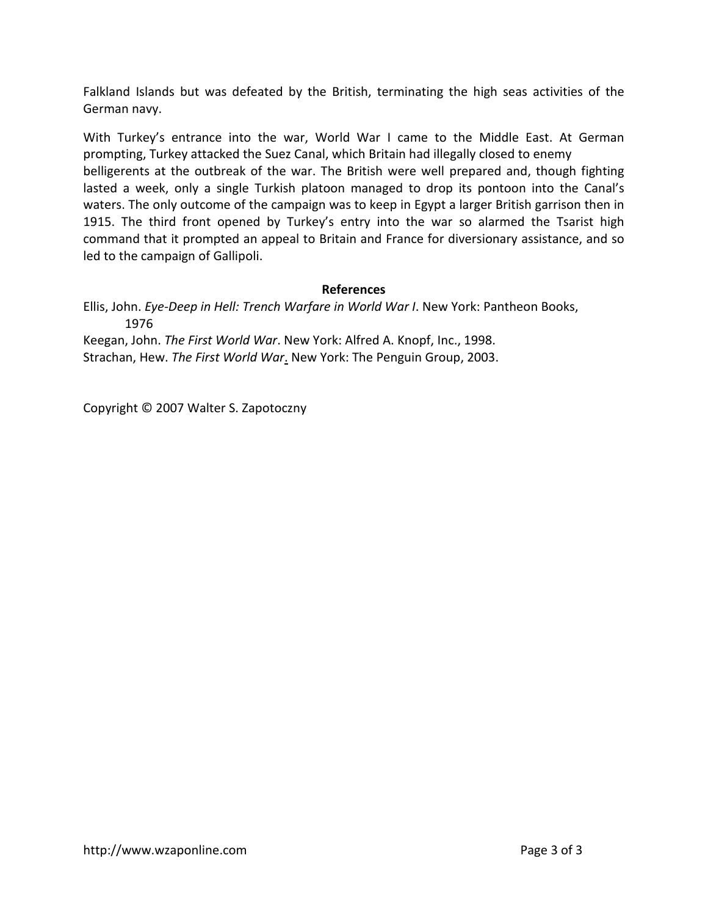Falkland Islands but was defeated by the British, terminating the high seas activities of the German navy.

With Turkey's entrance into the war, World War I came to the Middle East. At German prompting, Turkey attacked the Suez Canal, which Britain had illegally closed to enemy belligerents at the outbreak of the war. The British were well prepared and, though fighting lasted a week, only a single Turkish platoon managed to drop its pontoon into the Canal's waters. The only outcome of the campaign was to keep in Egypt a larger British garrison then in 1915. The third front opened by Turkey's entry into the war so alarmed the Tsarist high command that it prompted an appeal to Britain and France for diversionary assistance, and so led to the campaign of Gallipoli.

## References

Ellis, John. *Eye-Deep in Hell: Trench Warfare in World War I*. New York: Pantheon Books, 1976

Keegan, John. *The First World War*. New York: Alfred A. Knopf, Inc., 1998.

Strachan, Hew. *The First World War*. New York: The Penguin Group, 2003.

Copyright © 2007 Walter S. Zapotoczny